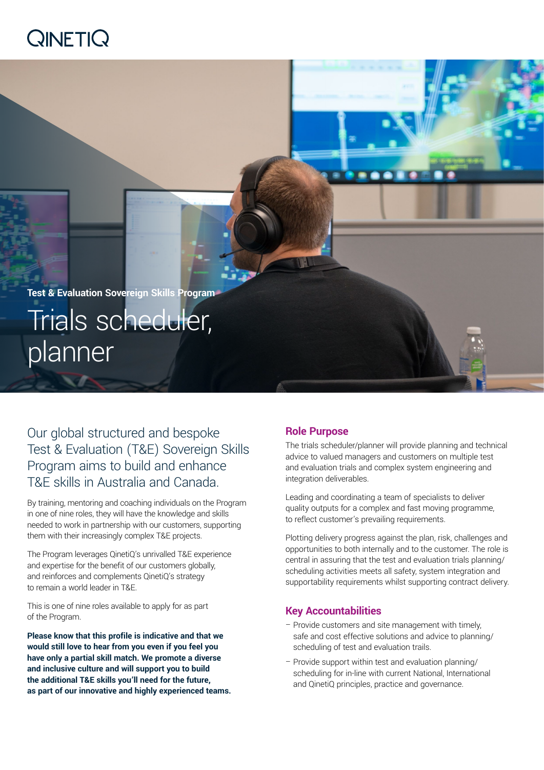QINETIQ

**Test & Evaluation Sovereign Skills Program**

# Trials scheduler, planner

## Our global structured and bespoke Test & Evaluation (T&E) Sovereign Skills Program aims to build and enhance T&E skills in Australia and Canada.

By training, mentoring and coaching individuals on the Program in one of nine roles, they will have the knowledge and skills needed to work in partnership with our customers, supporting them with their increasingly complex T&E projects.

The Program leverages QinetiQ's unrivalled T&E experience and expertise for the benefit of our customers globally, and reinforces and complements QinetiQ's strategy to remain a world leader in T&E.

This is one of nine roles available to apply for as part of the Program.

**Please know that this profile is indicative and that we would still love to hear from you even if you feel you have only a partial skill match. We promote a diverse and inclusive culture and will support you to build the additional T&E skills you'll need for the future, as part of our innovative and highly experienced teams.**

## Role Purpose

The trials scheduler/planner will provide planning and technical advice to valued managers and customers on multiple test and evaluation trials and complex system engineering and integration deliverables.

Leading and coordinating a team of specialists to deliver quality outputs for a complex and fast moving programme, to reflect customer's prevailing requirements.

Plotting delivery progress against the plan, risk, challenges and opportunities to both internally and to the customer. The role is central in assuring that the test and evaluation trials planning/scheduling activities meets all safety, system integration and supportability requirements whilst supporting contract delivery.

## Key Accountabilities

- Provide customers and site management with timely, safe and cost effective solutions and advice to planning/scheduling of test and evaluation trails.
- Provide support within test and evaluation planning/scheduling for in-line with current National, International and QinetiQ principles, practice and governance.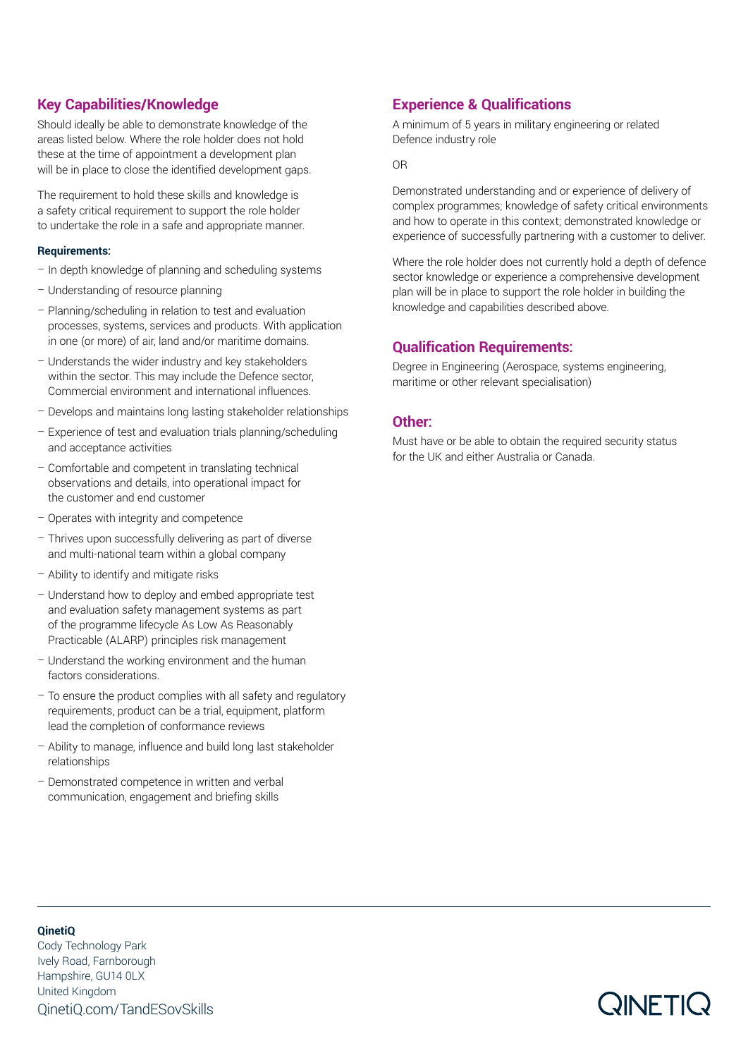## Key Capabilities/Knowledge

Should ideally be able to demonstrate knowledge of the areas listed below. Where the role holder does not hold these at the time of appointment a development plan will be in place to close the identified development gaps.

The requirement to hold these skills and knowledge is a safety critical requirement to support the role holder to undertake the role in a safe and appropriate manner.

**Requirements:**

- In depth knowledge of planning and scheduling systems
- Understanding of resource planning
- Planning/scheduling in relation to test and evaluation processes, systems, services and products. With application in one (or more) of air, land and/or maritime domains.
- Understands the wider industry and key stakeholders within the sector. This may include the Defence sector, Commercial environment and international influences.
- Develops and maintains long lasting stakeholder relationships
- Experience of test and evaluation trials planning/scheduling and acceptance activities
- Comfortable and competent in translating technical observations and details, into operational impact for the customer and end customer
- Operates with integrity and competence
- Thrives upon successfully delivering as part of diverse and multi-national team within a global company
- Ability to identify and mitigate risks
- Understand how to deploy and embed appropriate test and evaluation safety management systems as part of the programme lifecycle As Low As Reasonably Practicable (ALARP) principles risk management
- Understand the working environment and the human factors considerations.
- To ensure the product complies with all safety and regulatory requirements, product can be a trial, equipment, platform lead the completion of conformance reviews
- Ability to manage, influence and build long last stakeholder relationships
- Demonstrated competence in written and verbal communication, engagement and briefing skills

## Experience & Qualifications

A minimum of 5 years in military engineering or related Defence industry role

OR

Demonstrated understanding and or experience of delivery of complex programmes; knowledge of safety critical environments and how to operate in this context; demonstrated knowledge or experience of successfully partnering with a customer to deliver.

Where the role holder does not currently hold a depth of defence sector knowledge or experience a comprehensive development plan will be in place to support the role holder in building the knowledge and capabilities described above.

## Qualification Requirements:

Degree in Engineering (Aerospace, systems engineering, maritime or other relevant specialisation)

## Other:

Must have or be able to obtain the required security status for the UK and either Australia or Canada.

**QinetiQ**
Cody Technology Park
Ively Road, Farnborough
Hampshire, GU14 0LX
United Kingdom
QinetiQ.com/TandESovSkills

QINETIQ